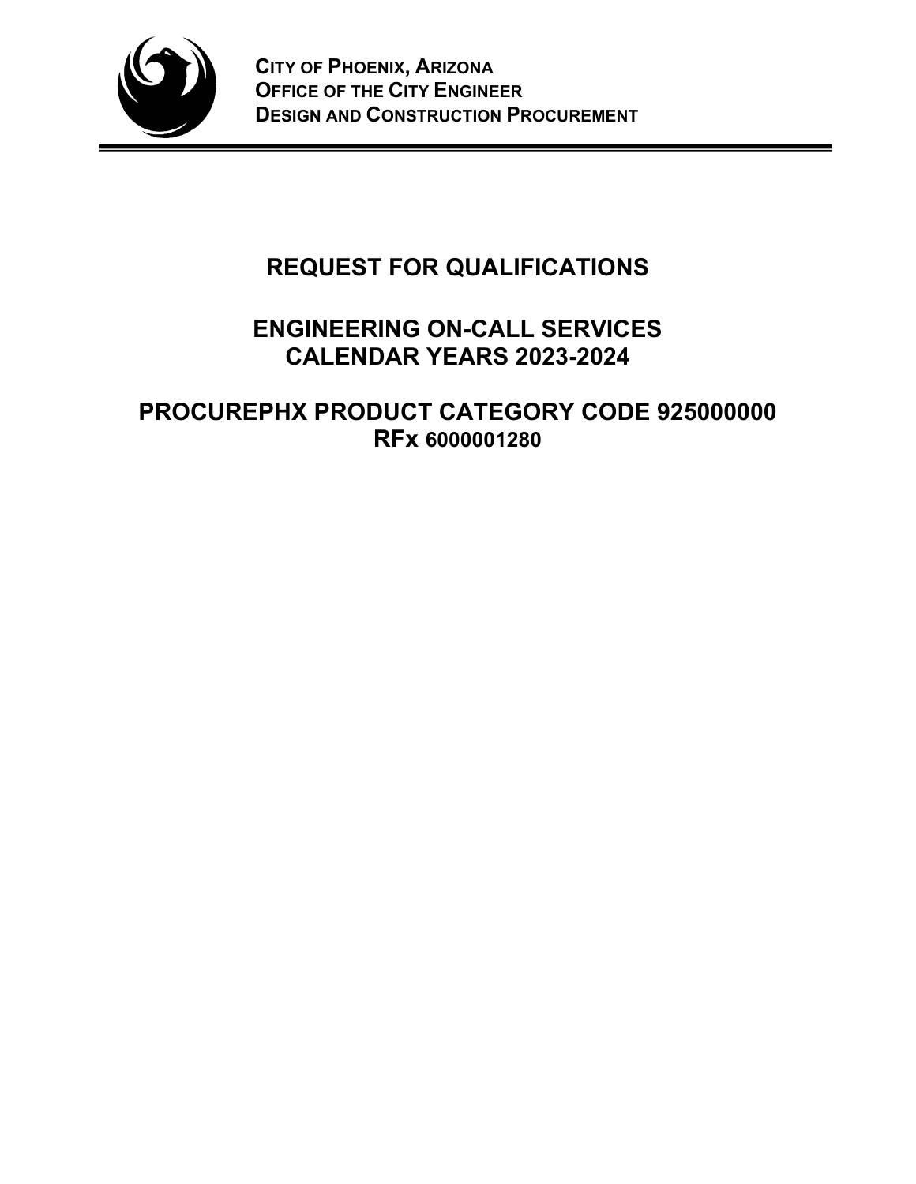**CITY OF PHOENIX, ARIZONA**
**OFFICE OF THE CITY ENGINEER**
**DESIGN AND CONSTRUCTION PROCUREMENT**

# REQUEST FOR QUALIFICATIONS

# ENGINEERING ON-CALL SERVICES
# CALENDAR YEARS 2023-2024

# PROCUREPHX PRODUCT CATEGORY CODE 925000000
## RFx 6000001280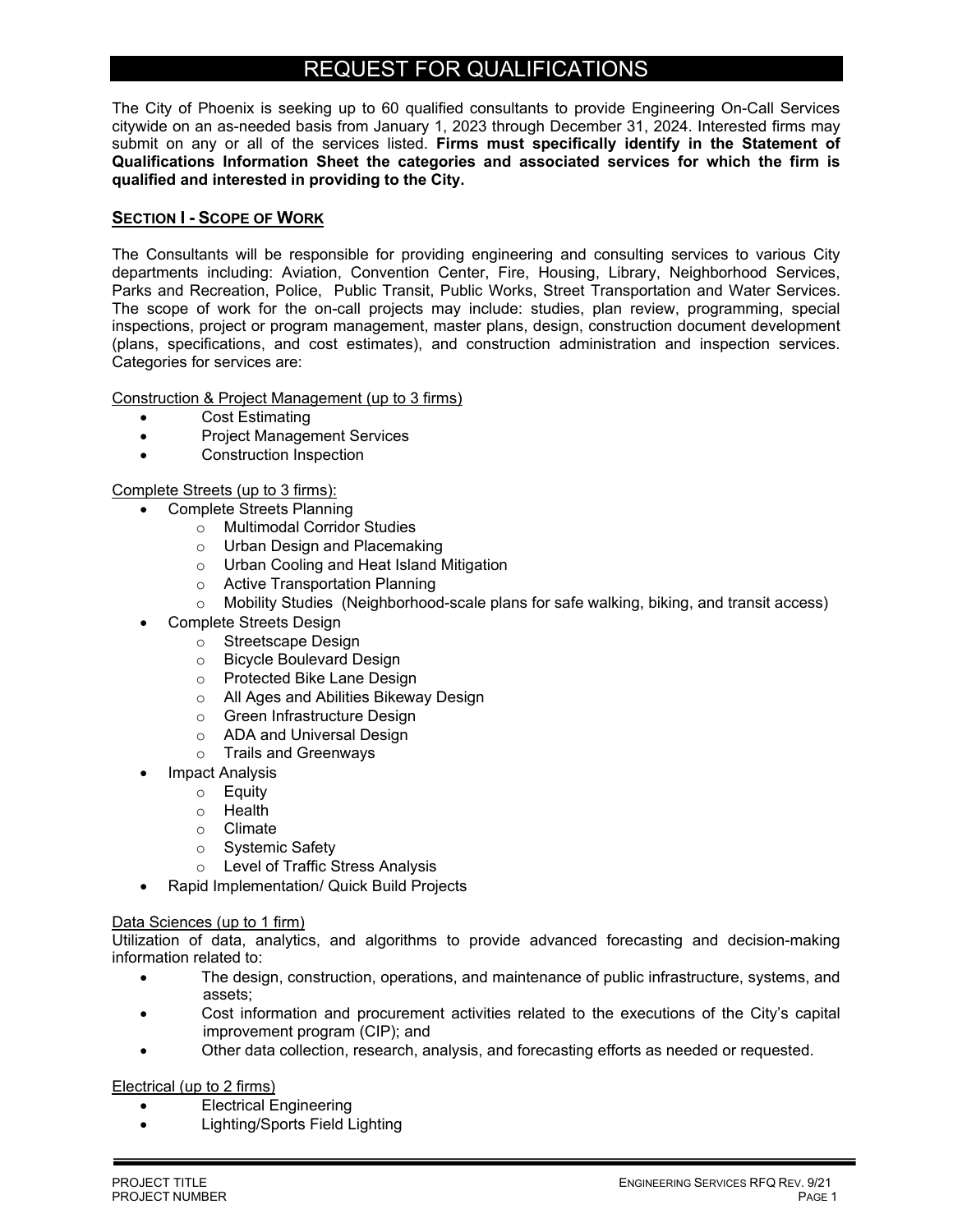# REQUEST FOR QUALIFICATIONS

The City of Phoenix is seeking up to 60 qualified consultants to provide Engineering On-Call Services citywide on an as-needed basis from January 1, 2023 through December 31, 2024. Interested firms may submit on any or all of the services listed. **Firms must specifically identify in the Statement of Qualifications Information Sheet the categories and associated services for which the firm is qualified and interested in providing to the City.**

## SECTION I - SCOPE OF WORK

The Consultants will be responsible for providing engineering and consulting services to various City departments including: Aviation, Convention Center, Fire, Housing, Library, Neighborhood Services, Parks and Recreation, Police, Public Transit, Public Works, Street Transportation and Water Services. The scope of work for the on-call projects may include: studies, plan review, programming, special inspections, project or program management, master plans, design, construction document development (plans, specifications, and cost estimates), and construction administration and inspection services. Categories for services are:

Construction & Project Management (up to 3 firms)

- Cost Estimating
- Project Management Services
- Construction Inspection

Complete Streets (up to 3 firms):

- Complete Streets Planning
  - Multimodal Corridor Studies
  - Urban Design and Placemaking
  - Urban Cooling and Heat Island Mitigation
  - Active Transportation Planning
  - Mobility Studies (Neighborhood-scale plans for safe walking, biking, and transit access)
- Complete Streets Design
  - Streetscape Design
  - Bicycle Boulevard Design
  - Protected Bike Lane Design
  - All Ages and Abilities Bikeway Design
  - Green Infrastructure Design
  - ADA and Universal Design
  - Trails and Greenways
- Impact Analysis
  - Equity
  - Health
  - Climate
  - Systemic Safety
  - Level of Traffic Stress Analysis
- Rapid Implementation/ Quick Build Projects

Data Sciences (up to 1 firm)

Utilization of data, analytics, and algorithms to provide advanced forecasting and decision-making information related to:

- The design, construction, operations, and maintenance of public infrastructure, systems, and assets;
- Cost information and procurement activities related to the executions of the City's capital improvement program (CIP); and
- Other data collection, research, analysis, and forecasting efforts as needed or requested.

Electrical (up to 2 firms)

- Electrical Engineering
- Lighting/Sports Field Lighting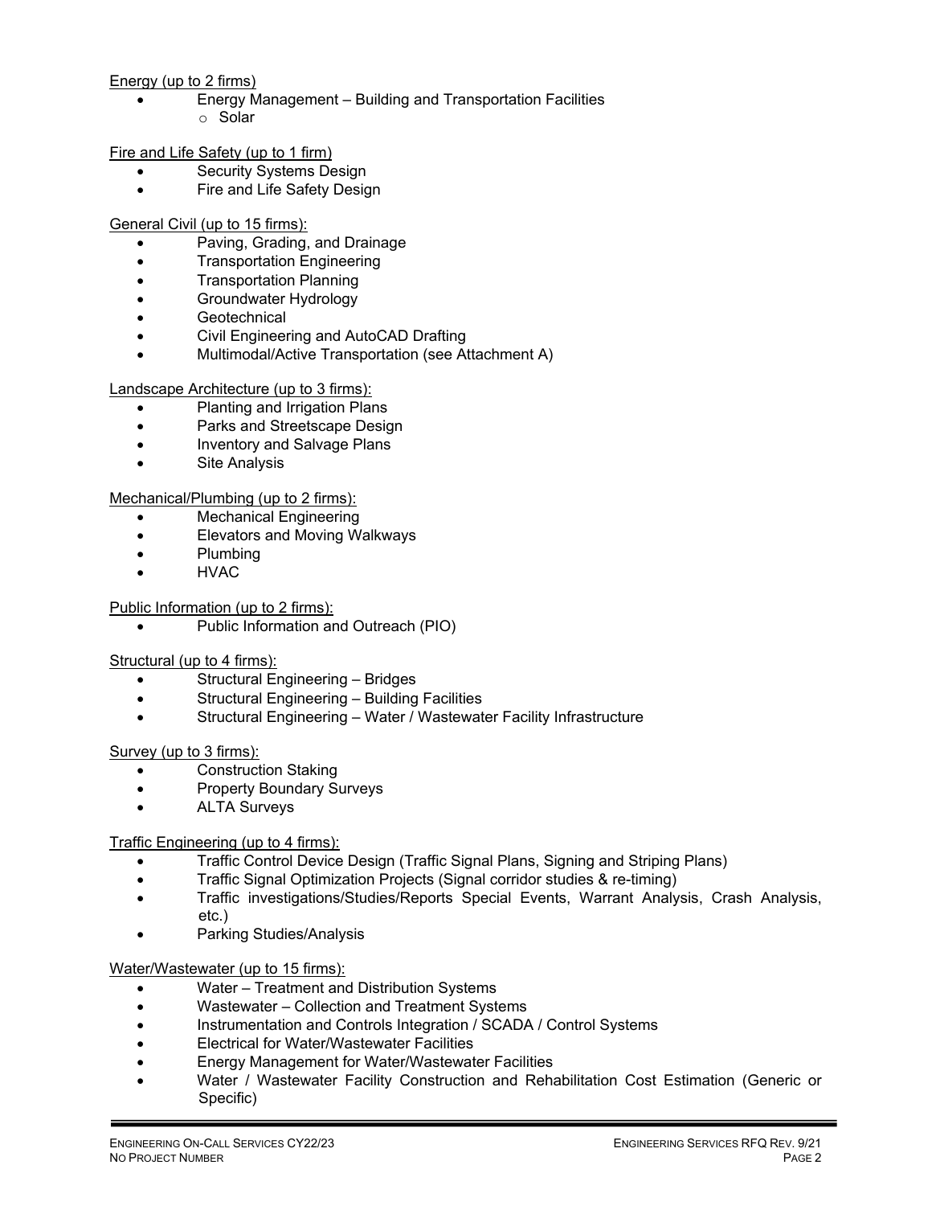Energy (up to 2 firms)

- Energy Management – Building and Transportation Facilities
  - Solar

Fire and Life Safety (up to 1 firm)

- Security Systems Design
- Fire and Life Safety Design

General Civil (up to 15 firms):

- Paving, Grading, and Drainage
- Transportation Engineering
- Transportation Planning
- Groundwater Hydrology
- Geotechnical
- Civil Engineering and AutoCAD Drafting
- Multimodal/Active Transportation (see Attachment A)

Landscape Architecture (up to 3 firms):

- Planting and Irrigation Plans
- Parks and Streetscape Design
- Inventory and Salvage Plans
- Site Analysis

Mechanical/Plumbing (up to 2 firms):

- Mechanical Engineering
- Elevators and Moving Walkways
- Plumbing
- HVAC

Public Information (up to 2 firms):

- Public Information and Outreach (PIO)

Structural (up to 4 firms):

- Structural Engineering – Bridges
- Structural Engineering – Building Facilities
- Structural Engineering – Water / Wastewater Facility Infrastructure

Survey (up to 3 firms):

- Construction Staking
- Property Boundary Surveys
- ALTA Surveys

Traffic Engineering (up to 4 firms):

- Traffic Control Device Design (Traffic Signal Plans, Signing and Striping Plans)
- Traffic Signal Optimization Projects (Signal corridor studies & re-timing)
- Traffic investigations/Studies/Reports Special Events, Warrant Analysis, Crash Analysis, etc.)
- Parking Studies/Analysis

Water/Wastewater (up to 15 firms):

- Water – Treatment and Distribution Systems
- Wastewater – Collection and Treatment Systems
- Instrumentation and Controls Integration / SCADA / Control Systems
- Electrical for Water/Wastewater Facilities
- Energy Management for Water/Wastewater Facilities
- Water / Wastewater Facility Construction and Rehabilitation Cost Estimation (Generic or Specific)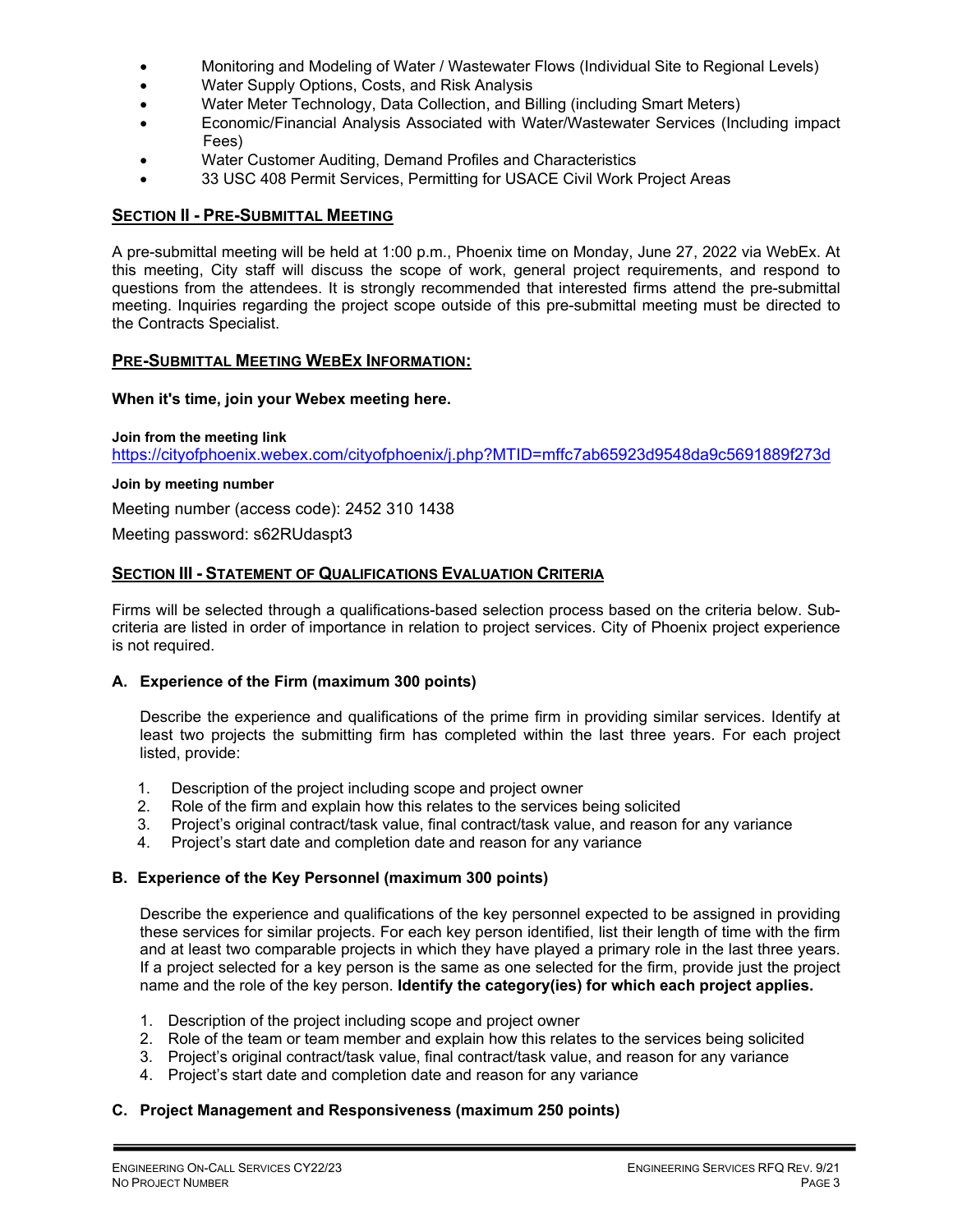- Monitoring and Modeling of Water / Wastewater Flows (Individual Site to Regional Levels)
- Water Supply Options, Costs, and Risk Analysis
- Water Meter Technology, Data Collection, and Billing (including Smart Meters)
- Economic/Financial Analysis Associated with Water/Wastewater Services (Including impact Fees)
- Water Customer Auditing, Demand Profiles and Characteristics
- 33 USC 408 Permit Services, Permitting for USACE Civil Work Project Areas

## SECTION II - PRE-SUBMITTAL MEETING

A pre-submittal meeting will be held at 1:00 p.m., Phoenix time on Monday, June 27, 2022 via WebEx. At this meeting, City staff will discuss the scope of work, general project requirements, and respond to questions from the attendees. It is strongly recommended that interested firms attend the pre-submittal meeting. Inquiries regarding the project scope outside of this pre-submittal meeting must be directed to the Contracts Specialist.

## PRE-SUBMITTAL MEETING WEBEX INFORMATION:

**When it's time, join your Webex meeting here.**

**Join from the meeting link**
https://cityofphoenix.webex.com/cityofphoenix/j.php?MTID=mffc7ab65923d9548da9c5691889f273d

**Join by meeting number**

Meeting number (access code): 2452 310 1438

Meeting password: s62RUdaspt3

## SECTION III - STATEMENT OF QUALIFICATIONS EVALUATION CRITERIA

Firms will be selected through a qualifications-based selection process based on the criteria below. Sub-criteria are listed in order of importance in relation to project services. City of Phoenix project experience is not required.

### A. Experience of the Firm (maximum 300 points)

Describe the experience and qualifications of the prime firm in providing similar services. Identify at least two projects the submitting firm has completed within the last three years. For each project listed, provide:

1. Description of the project including scope and project owner
2. Role of the firm and explain how this relates to the services being solicited
3. Project's original contract/task value, final contract/task value, and reason for any variance
4. Project's start date and completion date and reason for any variance

### B. Experience of the Key Personnel (maximum 300 points)

Describe the experience and qualifications of the key personnel expected to be assigned in providing these services for similar projects. For each key person identified, list their length of time with the firm and at least two comparable projects in which they have played a primary role in the last three years. If a project selected for a key person is the same as one selected for the firm, provide just the project name and the role of the key person. **Identify the category(ies) for which each project applies.**

1. Description of the project including scope and project owner
2. Role of the team or team member and explain how this relates to the services being solicited
3. Project's original contract/task value, final contract/task value, and reason for any variance
4. Project's start date and completion date and reason for any variance

### C. Project Management and Responsiveness (maximum 250 points)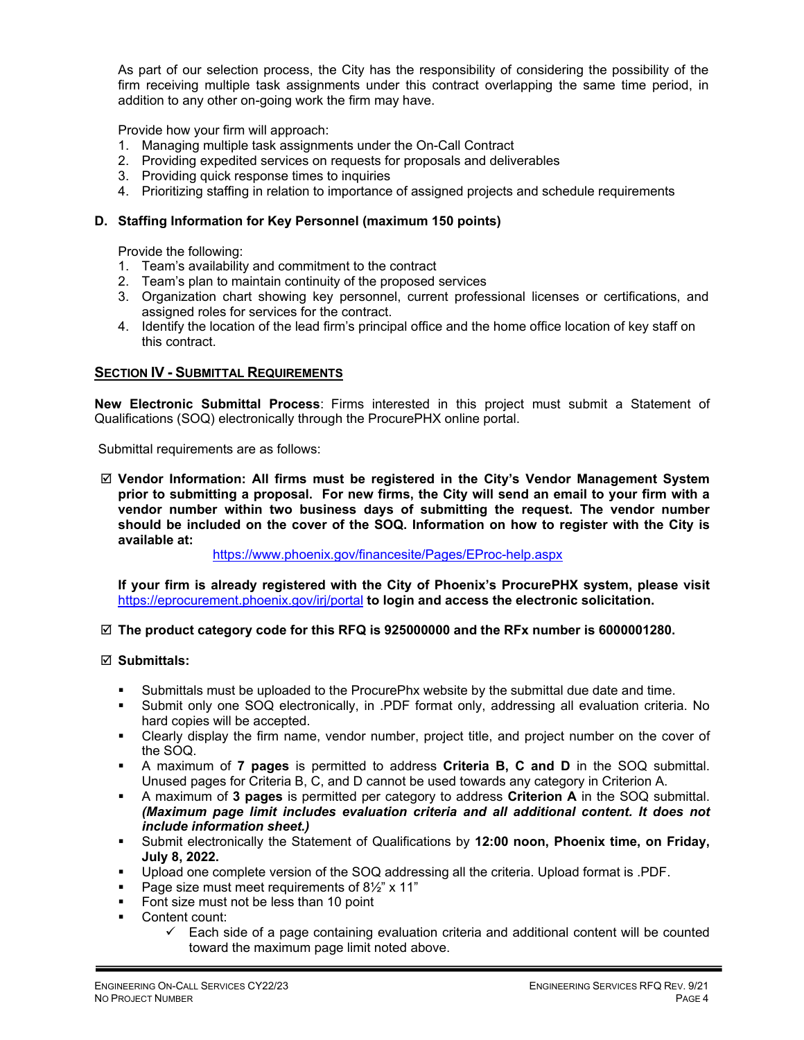As part of our selection process, the City has the responsibility of considering the possibility of the firm receiving multiple task assignments under this contract overlapping the same time period, in addition to any other on-going work the firm may have.

Provide how your firm will approach:

1. Managing multiple task assignments under the On-Call Contract
2. Providing expedited services on requests for proposals and deliverables
3. Providing quick response times to inquiries
4. Prioritizing staffing in relation to importance of assigned projects and schedule requirements

**D. Staffing Information for Key Personnel (maximum 150 points)**

Provide the following:

1. Team's availability and commitment to the contract
2. Team's plan to maintain continuity of the proposed services
3. Organization chart showing key personnel, current professional licenses or certifications, and assigned roles for services for the contract.
4. Identify the location of the lead firm's principal office and the home office location of key staff on this contract.

## SECTION IV - SUBMITTAL REQUIREMENTS

**New Electronic Submittal Process**: Firms interested in this project must submit a Statement of Qualifications (SOQ) electronically through the ProcurePHX online portal.

Submittal requirements are as follows:

☑ **Vendor Information: All firms must be registered in the City's Vendor Management System prior to submitting a proposal. For new firms, the City will send an email to your firm with a vendor number within two business days of submitting the request. The vendor number should be included on the cover of the SOQ. Information on how to register with the City is available at:**

https://www.phoenix.gov/financesite/Pages/EProc-help.aspx

**If your firm is already registered with the City of Phoenix's ProcurePHX system, please visit** https://eprocurement.phoenix.gov/irj/portal **to login and access the electronic solicitation.**

☑ **The product category code for this RFQ is 925000000 and the RFx number is 6000001280.**

☑ **Submittals:**

- Submittals must be uploaded to the ProcurePhx website by the submittal due date and time.
- Submit only one SOQ electronically, in .PDF format only, addressing all evaluation criteria. No hard copies will be accepted.
- Clearly display the firm name, vendor number, project title, and project number on the cover of the SOQ.
- A maximum of **7 pages** is permitted to address **Criteria B, C and D** in the SOQ submittal. Unused pages for Criteria B, C, and D cannot be used towards any category in Criterion A.
- A maximum of **3 pages** is permitted per category to address **Criterion A** in the SOQ submittal. ***(Maximum page limit includes evaluation criteria and all additional content. It does not include information sheet.)***
- Submit electronically the Statement of Qualifications by **12:00 noon, Phoenix time, on Friday, July 8, 2022.**
- Upload one complete version of the SOQ addressing all the criteria. Upload format is .PDF.
- Page size must meet requirements of 8½" x 11"
- Font size must not be less than 10 point
- Content count:
  - ✓ Each side of a page containing evaluation criteria and additional content will be counted toward the maximum page limit noted above.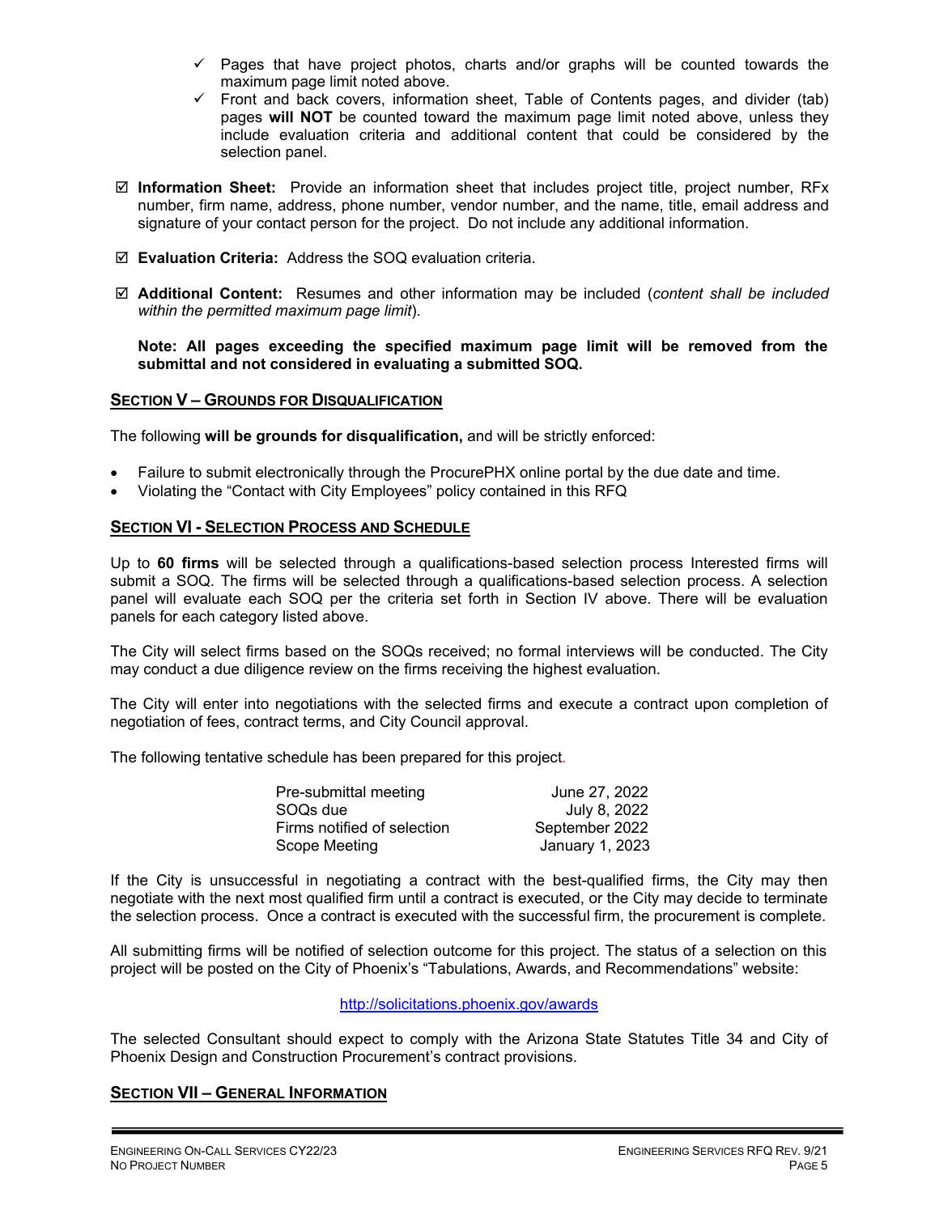- ✓ Pages that have project photos, charts and/or graphs will be counted towards the maximum page limit noted above.
- ✓ Front and back covers, information sheet, Table of Contents pages, and divider (tab) pages **will NOT** be counted toward the maximum page limit noted above, unless they include evaluation criteria and additional content that could be considered by the selection panel.

☑ **Information Sheet:** Provide an information sheet that includes project title, project number, RFx number, firm name, address, phone number, vendor number, and the name, title, email address and signature of your contact person for the project. Do not include any additional information.

☑ **Evaluation Criteria:** Address the SOQ evaluation criteria.

☑ **Additional Content:** Resumes and other information may be included (*content shall be included within the permitted maximum page limit*).

**Note: All pages exceeding the specified maximum page limit will be removed from the submittal and not considered in evaluating a submitted SOQ.**

## SECTION V – GROUNDS FOR DISQUALIFICATION

The following **will be grounds for disqualification,** and will be strictly enforced:

- Failure to submit electronically through the ProcurePHX online portal by the due date and time.
- Violating the "Contact with City Employees" policy contained in this RFQ

## SECTION VI - SELECTION PROCESS AND SCHEDULE

Up to **60 firms** will be selected through a qualifications-based selection process Interested firms will submit a SOQ. The firms will be selected through a qualifications-based selection process. A selection panel will evaluate each SOQ per the criteria set forth in Section IV above. There will be evaluation panels for each category listed above.

The City will select firms based on the SOQs received; no formal interviews will be conducted. The City may conduct a due diligence review on the firms receiving the highest evaluation.

The City will enter into negotiations with the selected firms and execute a contract upon completion of negotiation of fees, contract terms, and City Council approval.

The following tentative schedule has been prepared for this project.

| | |
|---|---|
| Pre-submittal meeting | June 27, 2022 |
| SOQs due | July 8, 2022 |
| Firms notified of selection | September 2022 |
| Scope Meeting | January 1, 2023 |

If the City is unsuccessful in negotiating a contract with the best-qualified firms, the City may then negotiate with the next most qualified firm until a contract is executed, or the City may decide to terminate the selection process. Once a contract is executed with the successful firm, the procurement is complete.

All submitting firms will be notified of selection outcome for this project. The status of a selection on this project will be posted on the City of Phoenix's "Tabulations, Awards, and Recommendations" website:

http://solicitations.phoenix.gov/awards

The selected Consultant should expect to comply with the Arizona State Statutes Title 34 and City of Phoenix Design and Construction Procurement's contract provisions.

## SECTION VII – GENERAL INFORMATION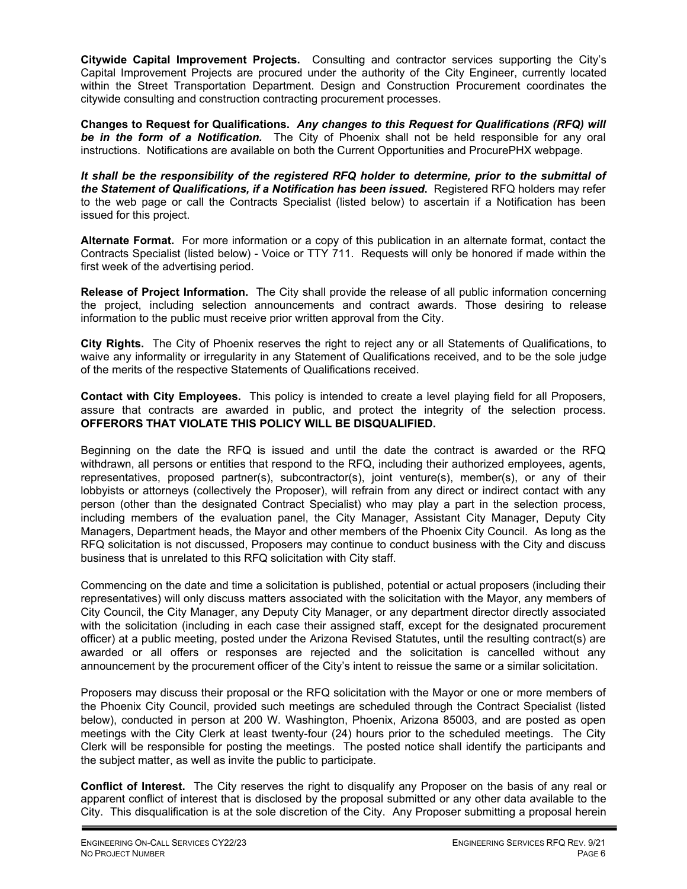**Citywide Capital Improvement Projects.** Consulting and contractor services supporting the City's Capital Improvement Projects are procured under the authority of the City Engineer, currently located within the Street Transportation Department. Design and Construction Procurement coordinates the citywide consulting and construction contracting procurement processes.

**Changes to Request for Qualifications.** ***Any changes to this Request for Qualifications (RFQ) will be in the form of a Notification.*** The City of Phoenix shall not be held responsible for any oral instructions. Notifications are available on both the Current Opportunities and ProcurePHX webpage.

***It shall be the responsibility of the registered RFQ holder to determine, prior to the submittal of the Statement of Qualifications, if a Notification has been issued.*** Registered RFQ holders may refer to the web page or call the Contracts Specialist (listed below) to ascertain if a Notification has been issued for this project.

**Alternate Format.** For more information or a copy of this publication in an alternate format, contact the Contracts Specialist (listed below) - Voice or TTY 711. Requests will only be honored if made within the first week of the advertising period.

**Release of Project Information.** The City shall provide the release of all public information concerning the project, including selection announcements and contract awards. Those desiring to release information to the public must receive prior written approval from the City.

**City Rights.** The City of Phoenix reserves the right to reject any or all Statements of Qualifications, to waive any informality or irregularity in any Statement of Qualifications received, and to be the sole judge of the merits of the respective Statements of Qualifications received.

**Contact with City Employees.** This policy is intended to create a level playing field for all Proposers, assure that contracts are awarded in public, and protect the integrity of the selection process. **OFFERORS THAT VIOLATE THIS POLICY WILL BE DISQUALIFIED.**

Beginning on the date the RFQ is issued and until the date the contract is awarded or the RFQ withdrawn, all persons or entities that respond to the RFQ, including their authorized employees, agents, representatives, proposed partner(s), subcontractor(s), joint venture(s), member(s), or any of their lobbyists or attorneys (collectively the Proposer), will refrain from any direct or indirect contact with any person (other than the designated Contract Specialist) who may play a part in the selection process, including members of the evaluation panel, the City Manager, Assistant City Manager, Deputy City Managers, Department heads, the Mayor and other members of the Phoenix City Council. As long as the RFQ solicitation is not discussed, Proposers may continue to conduct business with the City and discuss business that is unrelated to this RFQ solicitation with City staff.

Commencing on the date and time a solicitation is published, potential or actual proposers (including their representatives) will only discuss matters associated with the solicitation with the Mayor, any members of City Council, the City Manager, any Deputy City Manager, or any department director directly associated with the solicitation (including in each case their assigned staff, except for the designated procurement officer) at a public meeting, posted under the Arizona Revised Statutes, until the resulting contract(s) are awarded or all offers or responses are rejected and the solicitation is cancelled without any announcement by the procurement officer of the City's intent to reissue the same or a similar solicitation.

Proposers may discuss their proposal or the RFQ solicitation with the Mayor or one or more members of the Phoenix City Council, provided such meetings are scheduled through the Contract Specialist (listed below), conducted in person at 200 W. Washington, Phoenix, Arizona 85003, and are posted as open meetings with the City Clerk at least twenty-four (24) hours prior to the scheduled meetings. The City Clerk will be responsible for posting the meetings. The posted notice shall identify the participants and the subject matter, as well as invite the public to participate.

**Conflict of Interest.** The City reserves the right to disqualify any Proposer on the basis of any real or apparent conflict of interest that is disclosed by the proposal submitted or any other data available to the City. This disqualification is at the sole discretion of the City. Any Proposer submitting a proposal herein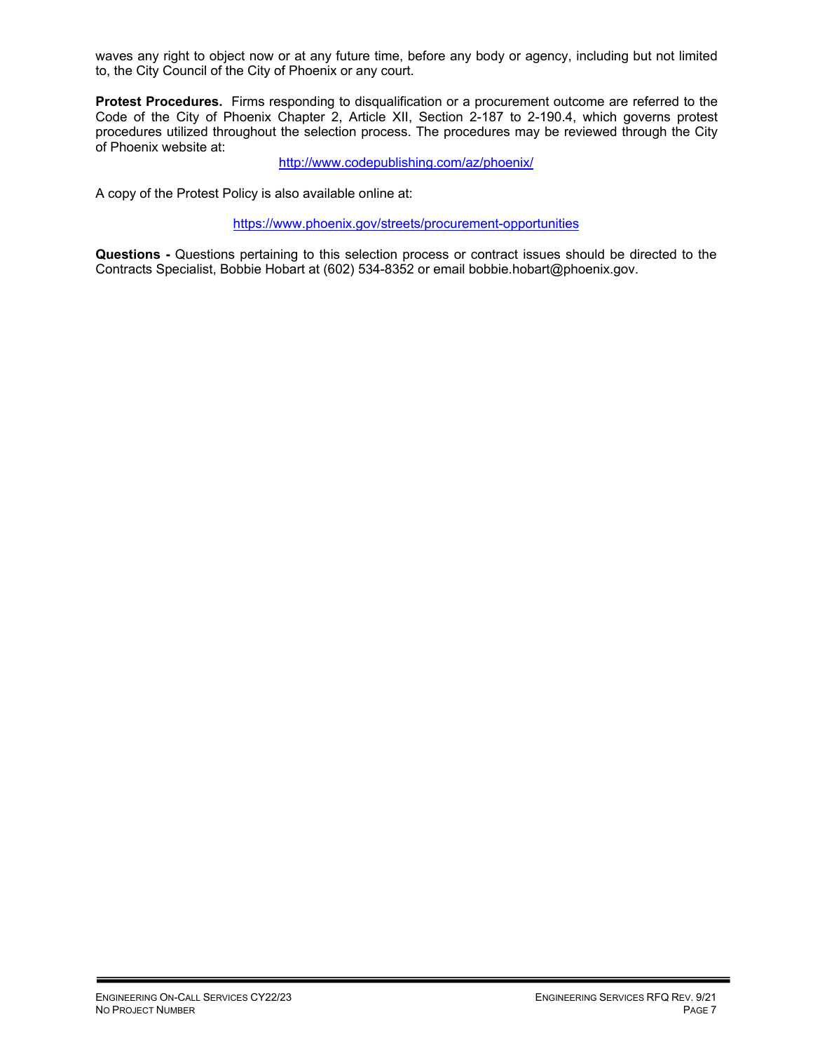waves any right to object now or at any future time, before any body or agency, including but not limited to, the City Council of the City of Phoenix or any court.

**Protest Procedures.** Firms responding to disqualification or a procurement outcome are referred to the Code of the City of Phoenix Chapter 2, Article XII, Section 2-187 to 2-190.4, which governs protest procedures utilized throughout the selection process. The procedures may be reviewed through the City of Phoenix website at:

http://www.codepublishing.com/az/phoenix/

A copy of the Protest Policy is also available online at:

https://www.phoenix.gov/streets/procurement-opportunities

**Questions -** Questions pertaining to this selection process or contract issues should be directed to the Contracts Specialist, Bobbie Hobart at (602) 534-8352 or email bobbie.hobart@phoenix.gov.